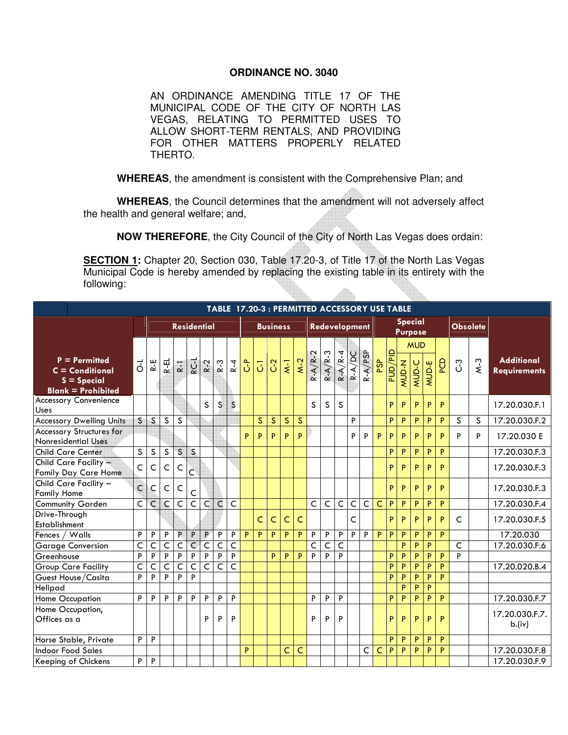**ORDINANCE NO. 3040**

AN ORDINANCE AMENDING TITLE 17 OF THE MUNICIPAL CODE OF THE CITY OF NORTH LAS VEGAS, RELATING TO PERMITTED USES TO ALLOW SHORT-TERM RENTALS, AND PROVIDING FOR OTHER MATTERS PROPERLY RELATED THERTO.

**WHEREAS**, the amendment is consistent with the Comprehensive Plan; and

**WHEREAS**, the Council determines that the amendment will not adversely affect the health and general welfare; and,

**NOW THEREFORE**, the City Council of the City of North Las Vegas does ordain:

**SECTION 1:** Chapter 20, Section 030, Table 17.20-3, of Title 17 of the North Las Vegas Municipal Code is hereby amended by replacing the existing table in its entirety with the following:

| TABLE 17.20-3 : PERMITTED ACCESSORY USE TABLE | | | | | | | | | | | | | | | | | | | | | | | | | | | | | |
|---|---|---|---|---|---|---|---|---|---|---|---|---|---|---|---|---|---|---|---|---|---|---|---|---|---|---|---|---|---|
| | | Residential | | | | | | | Business | | | | | Redevelopment | | | | | Special Purpose | | | | | | Obsolete | | |
| | | | | | | | | | | | | | | | | | | | | | MUD | | | | | | |
| P = Permitted<br>C = Conditional<br>S = Special<br>Blank = Prohibited | O-L | R-E | R-EL | R-1 | RC-L | R-2 | R-3 | R-4 | C-P | C-1 | C-2 | M-1 | M-2 | R-A/R-2 | R-A/R-3 | R-A/R-4 | R-A/DC | R-A/PSP | PSP | PUD/PID | MUD-N | MUD-C | MUD-E | PCD | C-3 | M-3 | Additional Requirements |
| Accessory Convenience Uses | | | | | | S | S | S | | | | | | S | S | S | | | | P | P | P | P | P | | | 17.20.030.F.1 |
| Accessory Dwelling Units | S | S | S | S | | | | | | S | S | S | S | | | | P | | | P | P | P | P | P | S | S | 17.20.030.F.2 |
| Accessory Structures for Nonresidential Uses | | | | | | | | | P | P | P | P | P | | | | P | P | P | P | P | P | P | P | P | P | 17.20.030 E |
| Child Care Center | S | S | S | S | S | | | | | | | | | | | | | | | P | P | P | P | P | | | 17.20.030.F.3 |
| Child Care Facility – Family Day Care Home | C | C | C | C | C | | | | | | | | | | | | | | | P | P | P | P | P | | | 17.20.030.F.3 |
| Child Care Facility – Family Home | C | C | C | C | C | | | | | | | | | | | | | | | P | P | P | P | P | | | 17.20.030.F.3 |
| Community Garden | C | C | C | C | C | C | C | C | | | | | | C | C | C | C | C | C | P | P | P | P | P | | | 17.20.030.F.4 |
| Drive-Through Establishment | | | | | | | | | | C | C | C | C | | | | C | | | P | P | P | P | P | C | | 17.20.030.F.5 |
| Fences / Walls | P | P | P | P | P | P | P | P | P | P | P | P | P | P | P | P | P | P | P | P | P | P | P | P | | | 17.20.030 |
| Garage Conversion | C | C | C | C | C | C | C | C | | | | | | C | C | C | | | | | P | P | P | | C | | 17.20.030.F.6 |
| Greenhouse | P | P | P | P | P | P | P | P | | | P | P | P | P | P | P | | | | P | P | P | P | P | P | | |
| Group Care Facility | C | C | C | C | C | C | C | C | | | | | | | | | | | | P | P | P | P | P | | | 17.20.020.B.4 |
| Guest House/Casita | P | P | P | P | P | | | | | | | | | | | | | | | P | P | P | P | P | | | |
| Helipad | | | | | | | | | | | | | | | | | | | | | P | P | P | | | | |
| Home Occupation | P | P | P | P | P | P | P | P | | | | | | P | P | P | | | | P | P | P | P | P | | | 17.20.030.F.7 |
| Home Occupation, Offices as a | | | | | | P | P | P | | | | | | P | P | P | | | | P | P | P | P | P | | | 17.20.030.F.7.b.(iv) |
| Horse Stable, Private | P | P | | | | | | | | | | | | | | | | | | P | P | P | P | P | | | |
| Indoor Food Sales | | | | | | | | | P | | | C | C | | | | | C | C | P | P | P | P | P | | | 17.20.030.F.8 |
| Keeping of Chickens | P | P | | | | | | | | | | | | | | | | | | | | | | | | | 17.20.030.F.9 |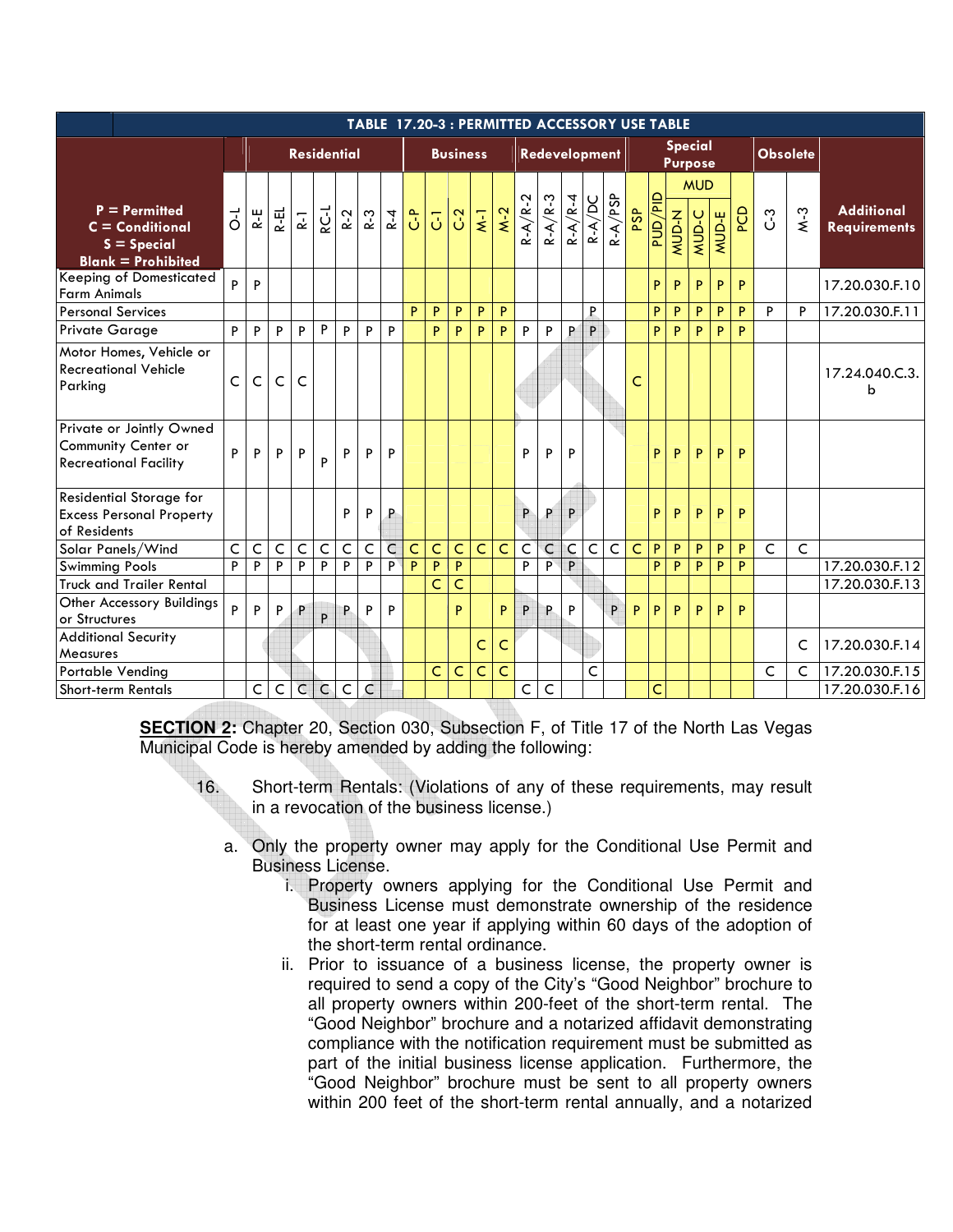| TABLE 17.20-3 : PERMITTED ACCESSORY USE TABLE | | | | | | | | | | | | | | | | | | | | | | | | | | | |
|---|---|---|---|---|---|---|---|---|---|---|---|---|---|---|---|---|---|---|---|---|---|---|---|---|---|---|---|
| | Residential | | | | | | | | Business | | | | | Redevelopment | | | | | Special Purpose | | | | | | Obsolete | | |
| | | | | | | | | | | | | | | | | | | | | | MUD | | | | | | |
| P = Permitted<br>C = Conditional<br>S = Special<br>Blank = Prohibited | O-L | R-E | R-EL | R-1 | RC-L | R-2 | R-3 | R-4 | C-P | C-1 | C-2 | M-1 | M-2 | R-A/R-2 | R-A/R-3 | R-A/R-4 | R-A/DC | R-A/PSP | PSP | PUD/PID | MUD-N | MUD-C | MUD-E | PCD | C-3 | M-3 | Additional Requirements |
| Keeping of Domesticated Farm Animals | P | P | | | | | | | | | | | | | | | | | | P | P | P | P | P | | | 17.20.030.F.10 |
| Personal Services | | | | | | | | | P | P | P | P | P | | | | P | | | P | P | P | P | P | P | P | 17.20.030.F.11 |
| Private Garage | P | P | P | P | P | P | P | P | | P | P | P | P | P | P | P | P | | | P | P | P | P | P | | | |
| Motor Homes, Vehicle or Recreational Vehicle Parking | C | C | C | C | | | | | | | | | | | | | | | C | | | | | | | | 17.24.040.C.3.b |
| Private or Jointly Owned Community Center or Recreational Facility | P | P | P | P | P | P | P | P | | | | | | P | P | P | | | | P | P | P | P | P | | | |
| Residential Storage for Excess Personal Property of Residents | | | | | | P | P | P | | | | | | P | P | P | | | | P | P | P | P | P | | | |
| Solar Panels/Wind | C | C | C | C | C | C | C | C | C | C | C | C | C | C | C | C | C | C | C | P | P | P | P | P | C | C | |
| Swimming Pools | P | P | P | P | P | P | P | P | P | P | P | | | P | P | P | | | | P | P | P | P | P | | | 17.20.030.F.12 |
| Truck and Trailer Rental | | | | | | | | | | C | C | | | | | | | | | | | | | | | | 17.20.030.F.13 |
| Other Accessory Buildings or Structures | P | P | P | P | P | P | P | P | | | P | | P | P | P | P | | P | P | P | P | P | P | P | | | |
| Additional Security Measures | | | | | | | | | | | | C | C | | | | | | | | | | | | | C | 17.20.030.F.14 |
| Portable Vending | | | | | | | | | | C | C | C | C | | | | C | | | | | | | | C | C | 17.20.030.F.15 |
| Short-term Rentals | | C | C | C | C | C | C | | | | | | | C | C | | | | | C | | | | | | | 17.20.030.F.16 |

**SECTION 2:** Chapter 20, Section 030, Subsection F, of Title 17 of the North Las Vegas Municipal Code is hereby amended by adding the following:

16. Short-term Rentals: (Violations of any of these requirements, may result in a revocation of the business license.)

   a. Only the property owner may apply for the Conditional Use Permit and Business License.

      i. Property owners applying for the Conditional Use Permit and Business License must demonstrate ownership of the residence for at least one year if applying within 60 days of the adoption of the short-term rental ordinance.

      ii. Prior to issuance of a business license, the property owner is required to send a copy of the City's "Good Neighbor" brochure to all property owners within 200-feet of the short-term rental. The "Good Neighbor" brochure and a notarized affidavit demonstrating compliance with the notification requirement must be submitted as part of the initial business license application. Furthermore, the "Good Neighbor" brochure must be sent to all property owners within 200 feet of the short-term rental annually, and a notarized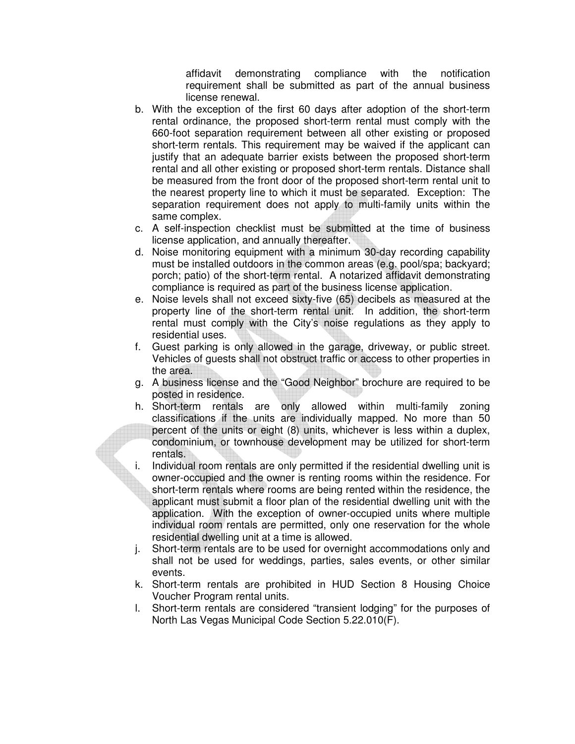affidavit demonstrating compliance with the notification requirement shall be submitted as part of the annual business license renewal.

b. With the exception of the first 60 days after adoption of the short-term rental ordinance, the proposed short-term rental must comply with the 660-foot separation requirement between all other existing or proposed short-term rentals. This requirement may be waived if the applicant can justify that an adequate barrier exists between the proposed short-term rental and all other existing or proposed short-term rentals. Distance shall be measured from the front door of the proposed short-term rental unit to the nearest property line to which it must be separated. Exception: The separation requirement does not apply to multi-family units within the same complex.
c. A self-inspection checklist must be submitted at the time of business license application, and annually thereafter.
d. Noise monitoring equipment with a minimum 30-day recording capability must be installed outdoors in the common areas (e.g. pool/spa; backyard; porch; patio) of the short-term rental. A notarized affidavit demonstrating compliance is required as part of the business license application.
e. Noise levels shall not exceed sixty-five (65) decibels as measured at the property line of the short-term rental unit. In addition, the short-term rental must comply with the City's noise regulations as they apply to residential uses.
f. Guest parking is only allowed in the garage, driveway, or public street. Vehicles of guests shall not obstruct traffic or access to other properties in the area.
g. A business license and the "Good Neighbor" brochure are required to be posted in residence.
h. Short-term rentals are only allowed within multi-family zoning classifications if the units are individually mapped. No more than 50 percent of the units or eight (8) units, whichever is less within a duplex, condominium, or townhouse development may be utilized for short-term rentals.
i. Individual room rentals are only permitted if the residential dwelling unit is owner-occupied and the owner is renting rooms within the residence. For short-term rentals where rooms are being rented within the residence, the applicant must submit a floor plan of the residential dwelling unit with the application. With the exception of owner-occupied units where multiple individual room rentals are permitted, only one reservation for the whole residential dwelling unit at a time is allowed.
j. Short-term rentals are to be used for overnight accommodations only and shall not be used for weddings, parties, sales events, or other similar events.
k. Short-term rentals are prohibited in HUD Section 8 Housing Choice Voucher Program rental units.
l. Short-term rentals are considered "transient lodging" for the purposes of North Las Vegas Municipal Code Section 5.22.010(F).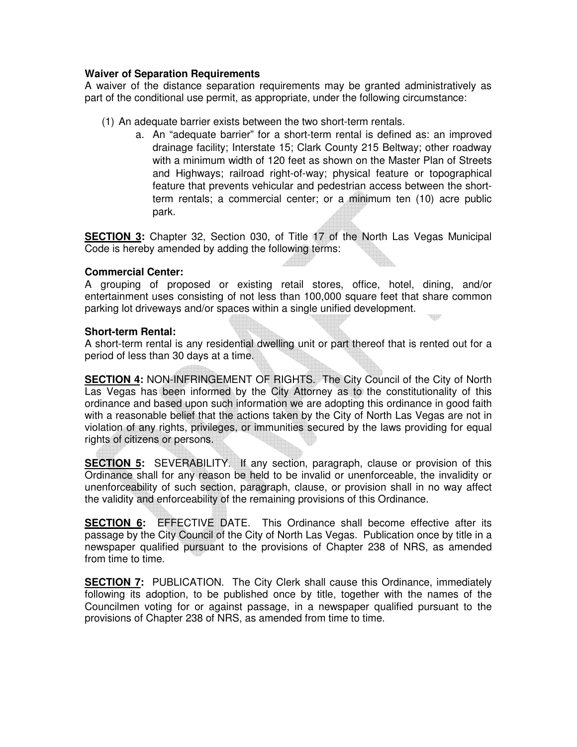**Waiver of Separation Requirements**

A waiver of the distance separation requirements may be granted administratively as part of the conditional use permit, as appropriate, under the following circumstance:

(1) An adequate barrier exists between the two short-term rentals.

   a. An "adequate barrier" for a short-term rental is defined as: an improved drainage facility; Interstate 15; Clark County 215 Beltway; other roadway with a minimum width of 120 feet as shown on the Master Plan of Streets and Highways; railroad right-of-way; physical feature or topographical feature that prevents vehicular and pedestrian access between the short-term rentals; a commercial center; or a minimum ten (10) acre public park.

**SECTION 3:** Chapter 32, Section 030, of Title 17 of the North Las Vegas Municipal Code is hereby amended by adding the following terms:

**Commercial Center:**

A grouping of proposed or existing retail stores, office, hotel, dining, and/or entertainment uses consisting of not less than 100,000 square feet that share common parking lot driveways and/or spaces within a single unified development.

**Short-term Rental:**

A short-term rental is any residential dwelling unit or part thereof that is rented out for a period of less than 30 days at a time.

**SECTION 4:** NON-INFRINGEMENT OF RIGHTS. The City Council of the City of North Las Vegas has been informed by the City Attorney as to the constitutionality of this ordinance and based upon such information we are adopting this ordinance in good faith with a reasonable belief that the actions taken by the City of North Las Vegas are not in violation of any rights, privileges, or immunities secured by the laws providing for equal rights of citizens or persons.

**SECTION 5:** SEVERABILITY. If any section, paragraph, clause or provision of this Ordinance shall for any reason be held to be invalid or unenforceable, the invalidity or unenforceability of such section, paragraph, clause, or provision shall in no way affect the validity and enforceability of the remaining provisions of this Ordinance.

**SECTION 6:** EFFECTIVE DATE. This Ordinance shall become effective after its passage by the City Council of the City of North Las Vegas. Publication once by title in a newspaper qualified pursuant to the provisions of Chapter 238 of NRS, as amended from time to time.

**SECTION 7:** PUBLICATION. The City Clerk shall cause this Ordinance, immediately following its adoption, to be published once by title, together with the names of the Councilmen voting for or against passage, in a newspaper qualified pursuant to the provisions of Chapter 238 of NRS, as amended from time to time.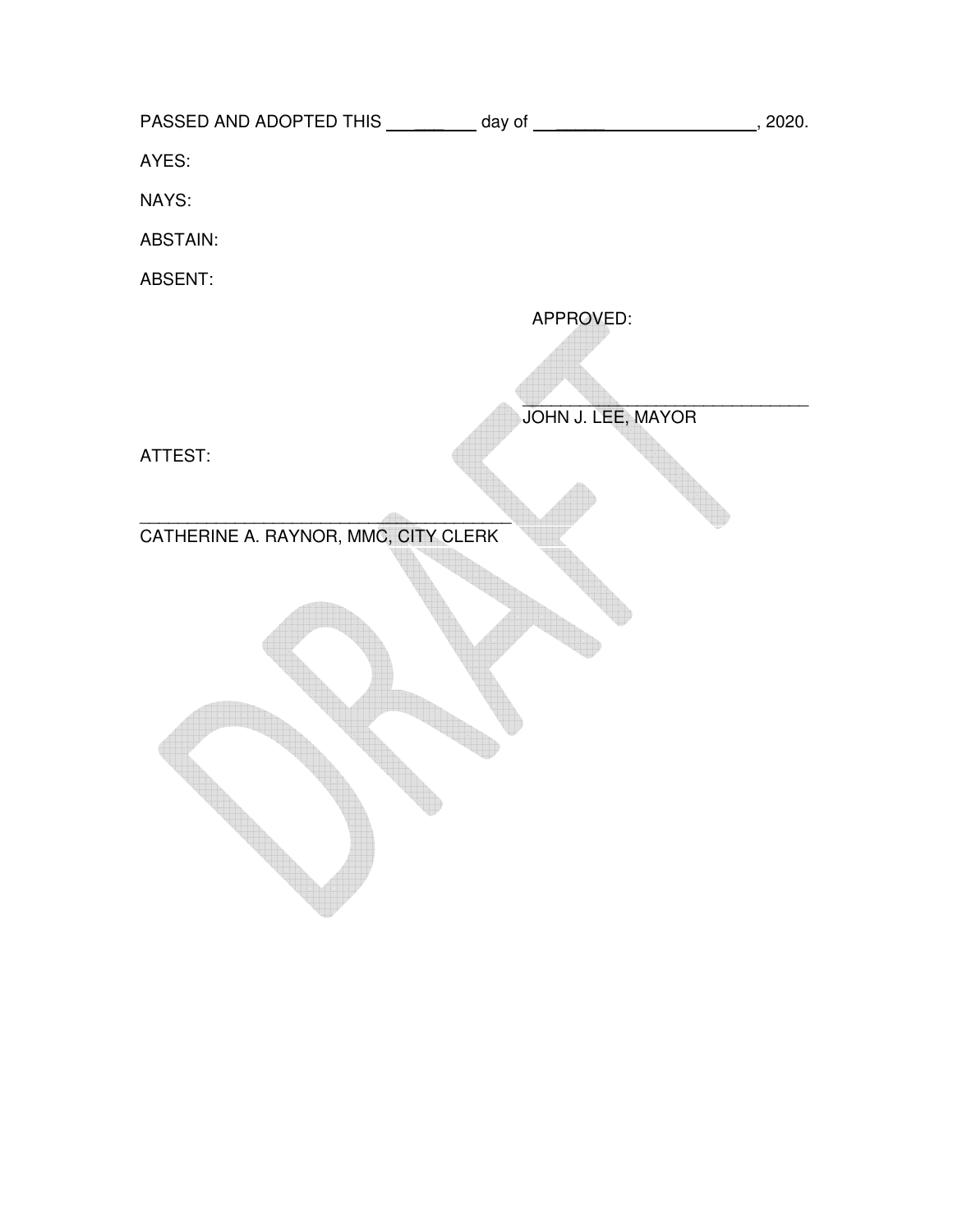PASSED AND ADOPTED THIS __________ day of ___________________________, 2020.

AYES:

NAYS:

ABSTAIN:

ABSENT:

APPROVED:

\_\_\_\_\_\_\_\_\_\_\_\_\_\_\_\_\_\_\_\_\_\_\_\_\_\_\_\_\_\_\_\_
JOHN J. LEE, MAYOR

ATTEST:

\_\_\_\_\_\_\_\_\_\_\_\_\_\_\_\_\_\_\_\_\_\_\_\_\_\_\_\_\_\_\_\_\_\_\_\_\_\_\_\_
CATHERINE A. RAYNOR, MMC, CITY CLERK